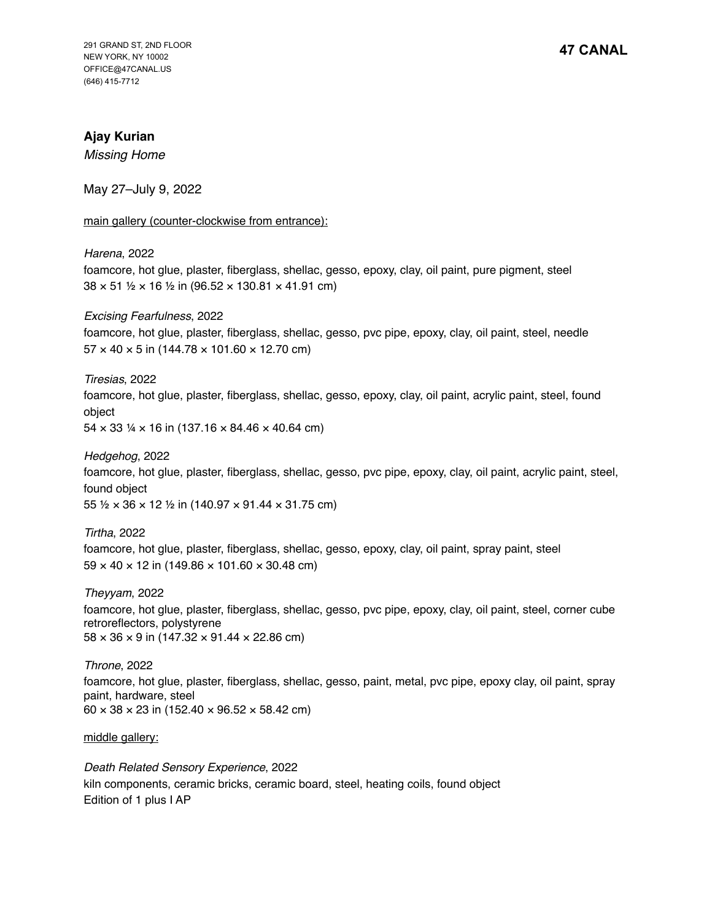291 GRAND ST, 2ND FLOOR
NEW YORK, NY 10002
OFFICE@47CANAL.US
(646) 415-7712

**47 CANAL**

**Ajay Kurian**
*Missing Home*

May 27–July 9, 2022

main gallery (counter-clockwise from entrance):

*Harena*, 2022
foamcore, hot glue, plaster, fiberglass, shellac, gesso, epoxy, clay, oil paint, pure pigment, steel
38 × 51 ½ × 16 ½ in (96.52 × 130.81 × 41.91 cm)

*Excising Fearfulness*, 2022
foamcore, hot glue, plaster, fiberglass, shellac, gesso, pvc pipe, epoxy, clay, oil paint, steel, needle
57 × 40 × 5 in (144.78 × 101.60 × 12.70 cm)

*Tiresias*, 2022
foamcore, hot glue, plaster, fiberglass, shellac, gesso, epoxy, clay, oil paint, acrylic paint, steel, found object
54 × 33 ¼ × 16 in (137.16 × 84.46 × 40.64 cm)

*Hedgehog*, 2022
foamcore, hot glue, plaster, fiberglass, shellac, gesso, pvc pipe, epoxy, clay, oil paint, acrylic paint, steel, found object
55 ½ × 36 × 12 ½ in (140.97 × 91.44 × 31.75 cm)

*Tirtha*, 2022
foamcore, hot glue, plaster, fiberglass, shellac, gesso, epoxy, clay, oil paint, spray paint, steel
59 × 40 × 12 in (149.86 × 101.60 × 30.48 cm)

*Theyyam*, 2022
foamcore, hot glue, plaster, fiberglass, shellac, gesso, pvc pipe, epoxy, clay, oil paint, steel, corner cube retroreflectors, polystyrene
58 × 36 × 9 in (147.32 × 91.44 × 22.86 cm)

*Throne*, 2022
foamcore, hot glue, plaster, fiberglass, shellac, gesso, paint, metal, pvc pipe, epoxy clay, oil paint, spray paint, hardware, steel
60 × 38 × 23 in (152.40 × 96.52 × 58.42 cm)

middle gallery:

*Death Related Sensory Experience*, 2022
kiln components, ceramic bricks, ceramic board, steel, heating coils, found object
Edition of 1 plus I AP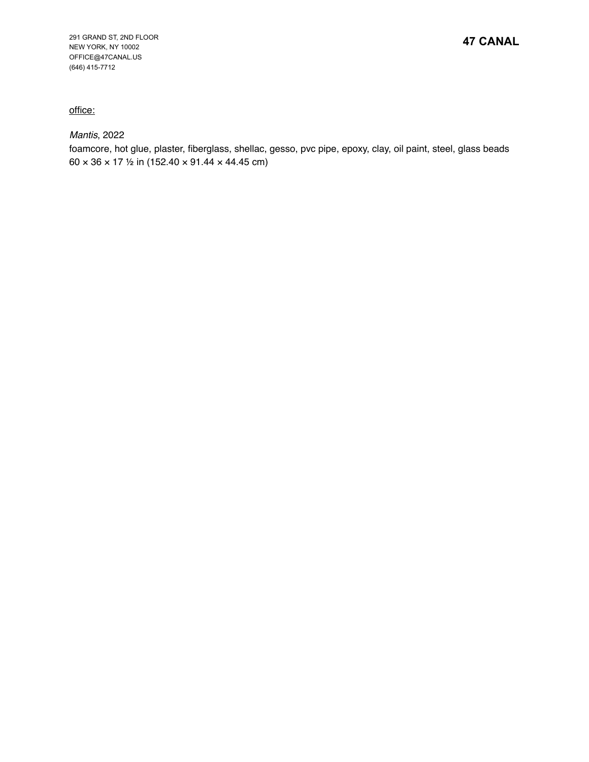291 GRAND ST, 2ND FLOOR
NEW YORK, NY 10002
OFFICE@47CANAL.US
(646) 415-7712

**47 CANAL**

office:

*Mantis*, 2022
foamcore, hot glue, plaster, fiberglass, shellac, gesso, pvc pipe, epoxy, clay, oil paint, steel, glass beads
60 × 36 × 17 ½ in (152.40 × 91.44 × 44.45 cm)